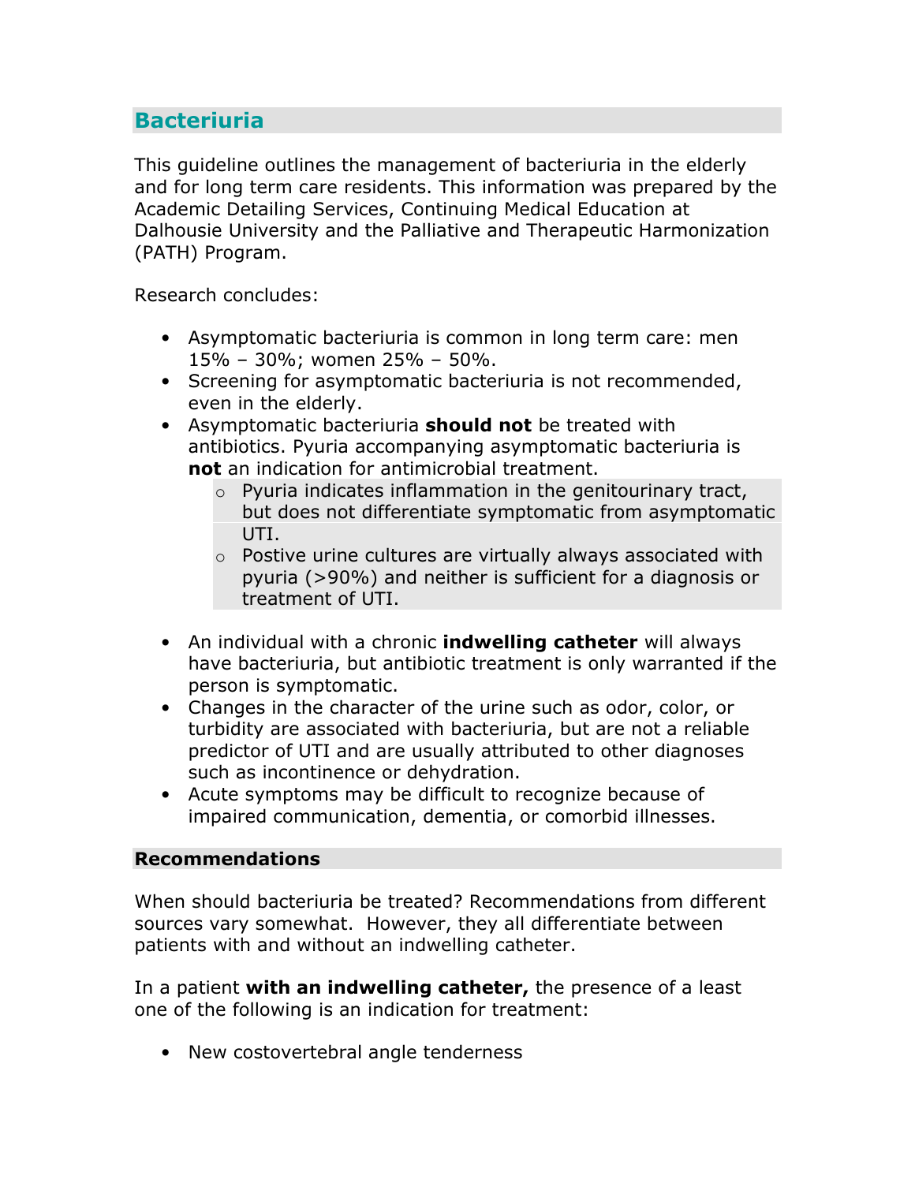## Bacteriuria

This guideline outlines the management of bacteriuria in the elderly and for long term care residents. This information was prepared by the Academic Detailing Services, Continuing Medical Education at Dalhousie University and the Palliative and Therapeutic Harmonization (PATH) Program.

Research concludes:

- Asymptomatic bacteriuria is common in long term care: men 15% – 30%; women 25% – 50%.
- Screening for asymptomatic bacteriuria is not recommended, even in the elderly.
- Asymptomatic bacteriuria **should not** be treated with antibiotics. Pyuria accompanying asymptomatic bacteriuria is **not** an indication for antimicrobial treatment.
  - Pyuria indicates inflammation in the genitourinary tract, but does not differentiate symptomatic from asymptomatic UTI.
  - Postive urine cultures are virtually always associated with pyuria (>90%) and neither is sufficient for a diagnosis or treatment of UTI.
- An individual with a chronic **indwelling catheter** will always have bacteriuria, but antibiotic treatment is only warranted if the person is symptomatic.
- Changes in the character of the urine such as odor, color, or turbidity are associated with bacteriuria, but are not a reliable predictor of UTI and are usually attributed to other diagnoses such as incontinence or dehydration.
- Acute symptoms may be difficult to recognize because of impaired communication, dementia, or comorbid illnesses.

### Recommendations

When should bacteriuria be treated? Recommendations from different sources vary somewhat. However, they all differentiate between patients with and without an indwelling catheter.

In a patient **with an indwelling catheter,** the presence of a least one of the following is an indication for treatment:

- New costovertebral angle tenderness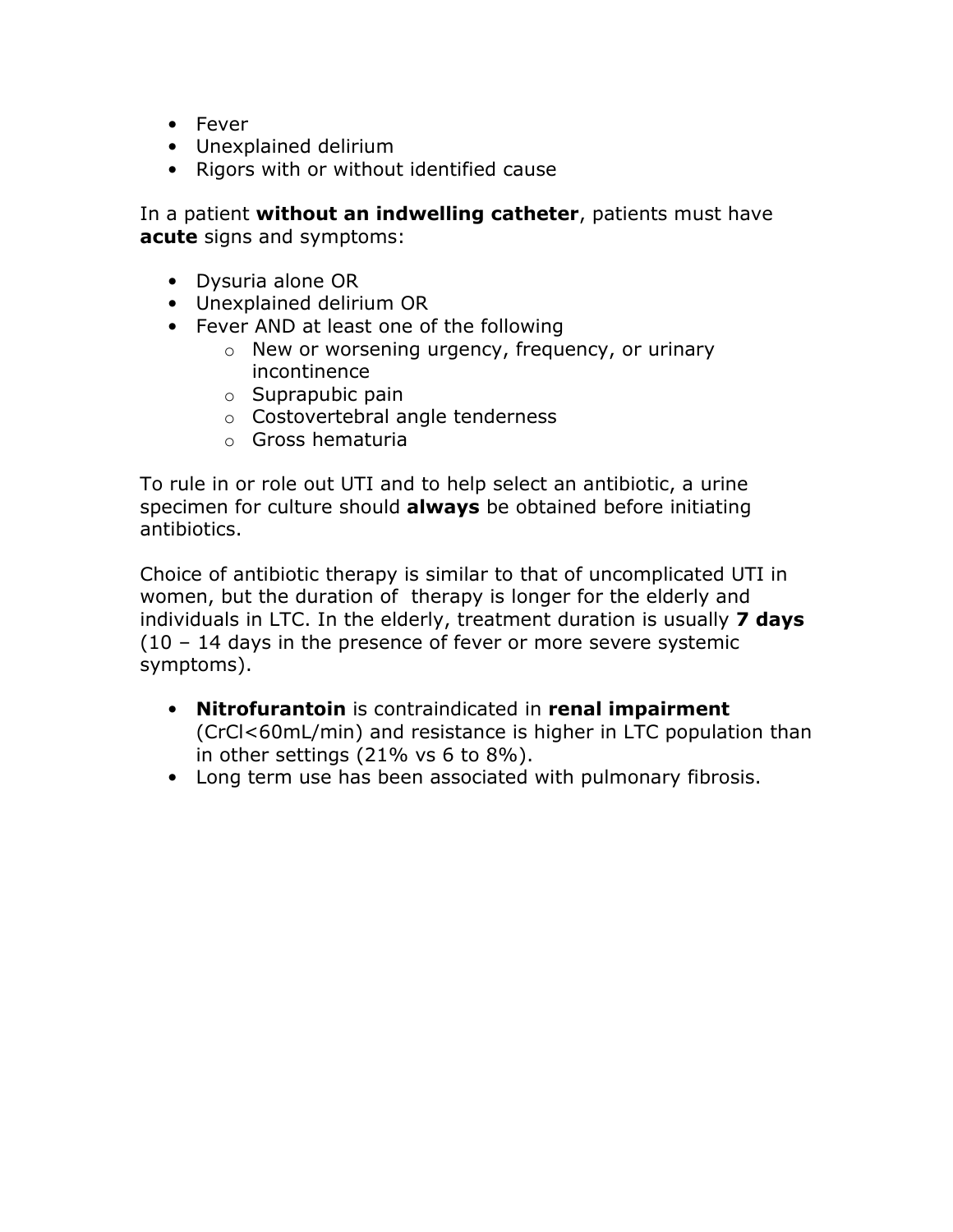- Fever
- Unexplained delirium
- Rigors with or without identified cause

In a patient **without an indwelling catheter**, patients must have **acute** signs and symptoms:

- Dysuria alone OR
- Unexplained delirium OR
- Fever AND at least one of the following
  - New or worsening urgency, frequency, or urinary incontinence
  - Suprapubic pain
  - Costovertebral angle tenderness
  - Gross hematuria

To rule in or role out UTI and to help select an antibiotic, a urine specimen for culture should **always** be obtained before initiating antibiotics.

Choice of antibiotic therapy is similar to that of uncomplicated UTI in women, but the duration of therapy is longer for the elderly and individuals in LTC. In the elderly, treatment duration is usually **7 days** (10 – 14 days in the presence of fever or more severe systemic symptoms).

- **Nitrofurantoin** is contraindicated in **renal impairment** (CrCl<60mL/min) and resistance is higher in LTC population than in other settings (21% vs 6 to 8%).
- Long term use has been associated with pulmonary fibrosis.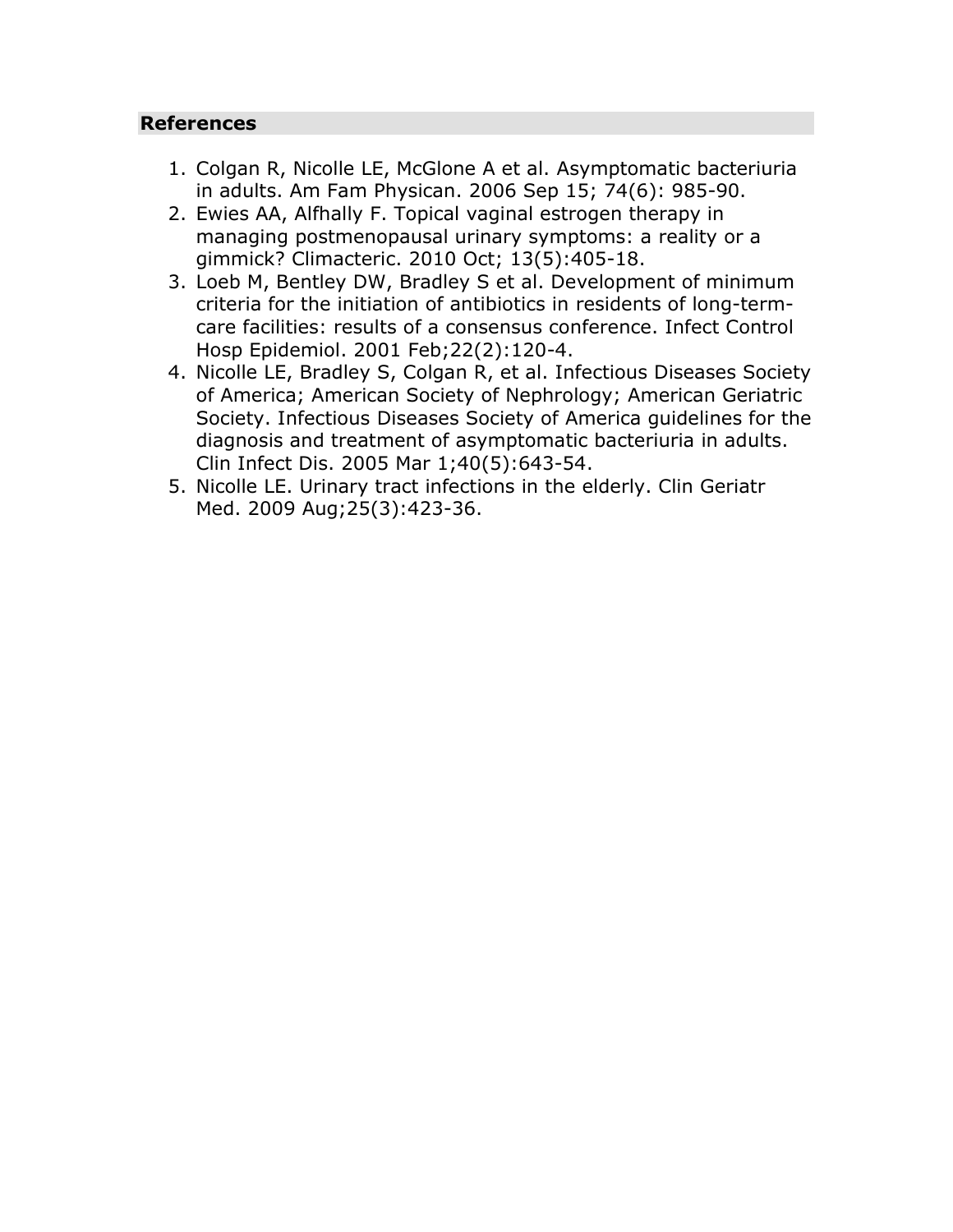## References

1. Colgan R, Nicolle LE, McGlone A et al. Asymptomatic bacteriuria in adults. Am Fam Physican. 2006 Sep 15; 74(6): 985-90.
2. Ewies AA, Alfhally F. Topical vaginal estrogen therapy in managing postmenopausal urinary symptoms: a reality or a gimmick? Climacteric. 2010 Oct; 13(5):405-18.
3. Loeb M, Bentley DW, Bradley S et al. Development of minimum criteria for the initiation of antibiotics in residents of long-term-care facilities: results of a consensus conference. Infect Control Hosp Epidemiol. 2001 Feb;22(2):120-4.
4. Nicolle LE, Bradley S, Colgan R, et al. Infectious Diseases Society of America; American Society of Nephrology; American Geriatric Society. Infectious Diseases Society of America guidelines for the diagnosis and treatment of asymptomatic bacteriuria in adults. Clin Infect Dis. 2005 Mar 1;40(5):643-54.
5. Nicolle LE. Urinary tract infections in the elderly. Clin Geriatr Med. 2009 Aug;25(3):423-36.